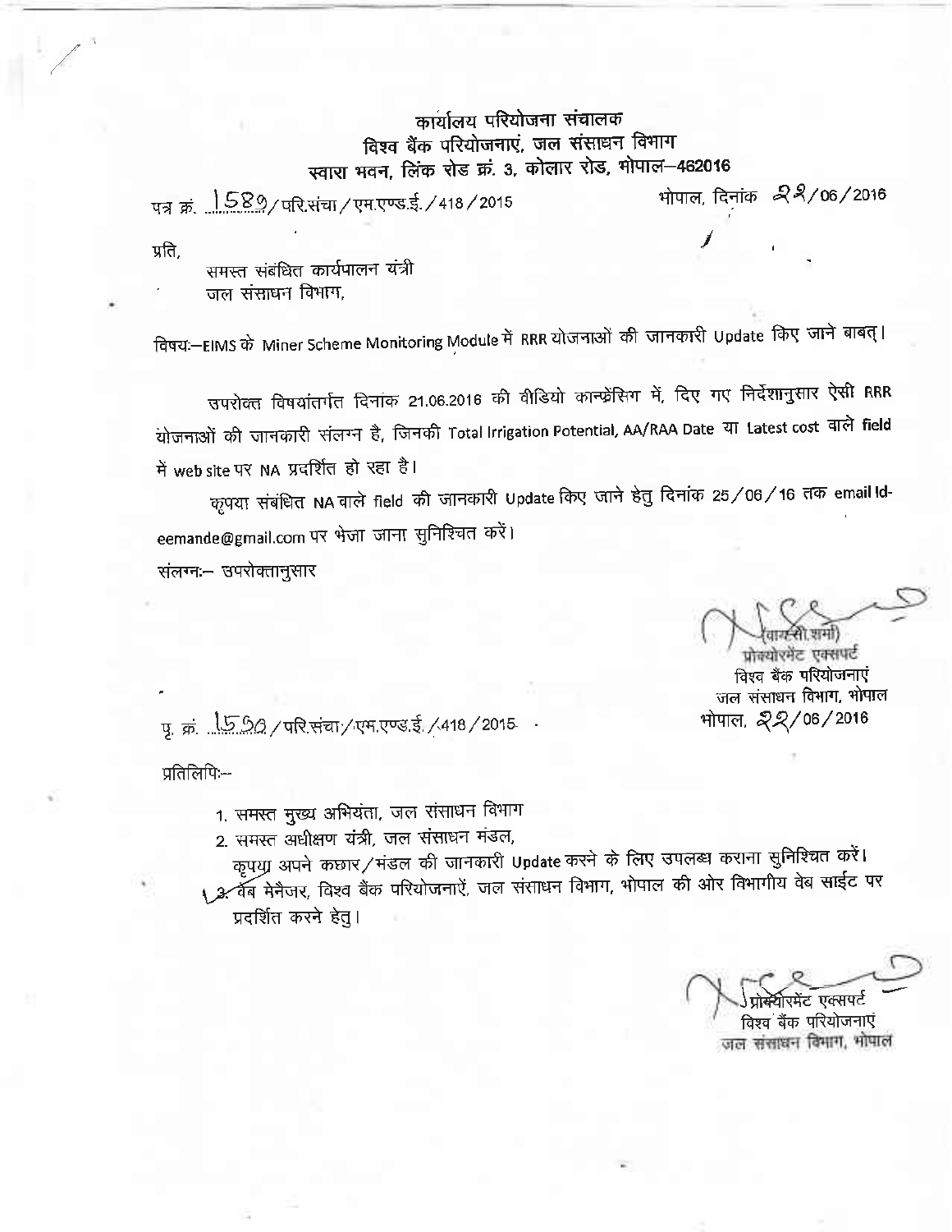# कार्यालय परियोजना संचालक
## विश्व बैंक परियोजनाएं, जल संसाधन विभाग
### स्वारा भवन, लिंक रोड क्रं. 3, कोलार रोड, भोपाल–462016

पत्र क्रं. 1589/परि.संचा/एम.एण्ड.ई./418/2015 भोपाल, दिनांक 22/06/2016

प्रति,

समस्त संबंधित कार्यपालन यंत्री
जल संसाधन विभाग,

विषयः–EIMS के Miner Scheme Monitoring Module में RRR योजनाओं की जानकारी Update किए जाने बाबत्।

उपरोक्त विषयांतर्गत दिनांक 21.06.2016 की वीडियो कान्फ्रेंसिंग में, दिए गए निर्देशानुसार ऐसी RRR योजनाओं की जानकारी संलग्न है, जिनकी Total Irrigation Potential, AA/RAA Date या Latest cost वाले field में web site पर NA प्रदर्शित हो रहा है।

कृपया संबंधित NA वाले field की जानकारी Update किए जाने हेतु दिनांक 25/06/16 तक email Id- eemande@gmail.com पर भेजा जाना सुनिश्चित करें।

संलग्नः– उपरोक्तानुसार

(वाय.सी. शर्मा)
प्रोक्योरमेंट एक्सपर्ट
विश्व बैंक परियोजनाएं
जल संसाधन विभाग, भोपाल

पृ. क्रं. 1590/परि.संचा/एम.एण्ड.ई./418/2015 भोपाल, 22/06/2016

प्रतिलिपिः–

1. समस्त मुख्य अभियंता, जल संसाधन विभाग
2. समस्त अधीक्षण यंत्री, जल संसाधन मंडल,
   कृपया अपने कछार/मंडल की जानकारी Update करने के लिए उपलब्ध कराना सुनिश्चित करें।
3. वेब मेनैजर, विश्व बैंक परियोजनाऐं, जल संसाधन विभाग, भोपाल की ओर विभागीय वेब साईट पर प्रदर्शित करने हेतु।

प्रोक्योरमेंट एक्सपर्ट
विश्व बैंक परियोजनाएं
जल संसाधन विभाग, भोपाल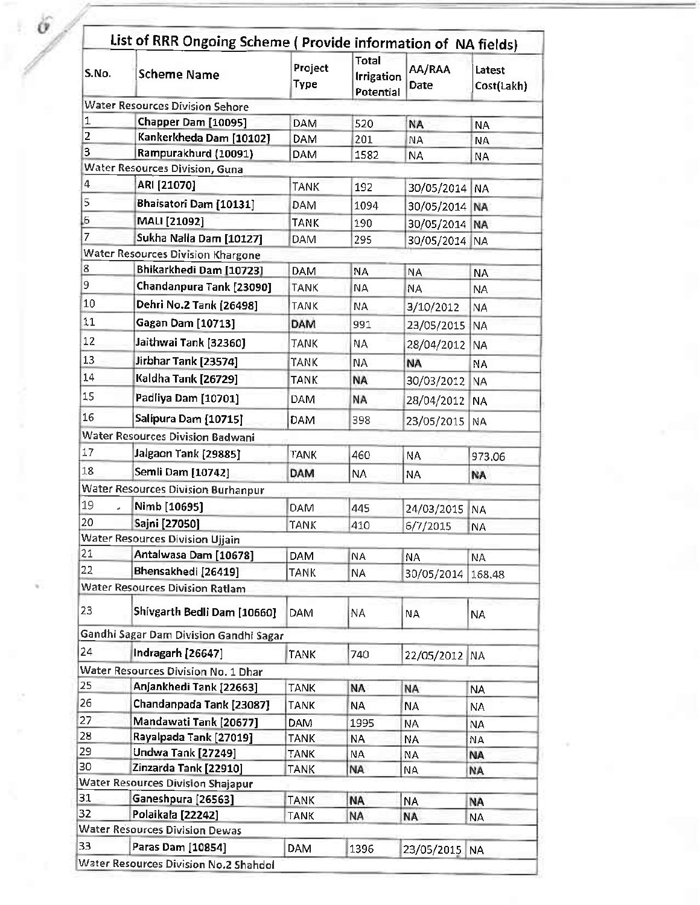## List of RRR Ongoing Scheme ( Provide information of NA fields)

| S.No. | Scheme Name | Project Type | Total Irrigation Potential | AA/RAA Date | Latest Cost(Lakh) |
|---|---|---|---|---|---|
| Water Resources Division Sehore | | | | | |
| 1 | Chapper Dam [10095] | DAM | 520 | NA | NA |
| 2 | Kankerkheda Dam [10102] | DAM | 201 | NA | NA |
| 3 | Rampurakhurd (10091) | DAM | 1582 | NA | NA |
| Water Resources Division, Guna | | | | | |
| 4 | ARI [21070] | TANK | 192 | 30/05/2014 | NA |
| 5 | Bhaisatori Dam [10131] | DAM | 1094 | 30/05/2014 | NA |
| 6 | MALI [21092] | TANK | 190 | 30/05/2014 | NA |
| 7 | Sukha Nalla Dam [10127] | DAM | 295 | 30/05/2014 | NA |
| Water Resources Division Khargone | | | | | |
| 8 | Bhikarkhedi Dam [10723] | DAM | NA | NA | NA |
| 9 | Chandanpura Tank [23090] | TANK | NA | NA | NA |
| 10 | Dehri No.2 Tank [26498] | TANK | NA | 3/10/2012 | NA |
| 11 | Gagan Dam [10713] | DAM | 991 | 23/05/2015 | NA |
| 12 | Jaithwai Tank [32360] | TANK | NA | 28/04/2012 | NA |
| 13 | Jirbhar Tank [23574] | TANK | NA | NA | NA |
| 14 | Kaldha Tank [26729] | TANK | NA | 30/03/2012 | NA |
| 15 | Padliya Dam [10701] | DAM | NA | 28/04/2012 | NA |
| 16 | Salipura Dam [10715] | DAM | 398 | 23/05/2015 | NA |
| Water Resources Division Badwani | | | | | |
| 17 | Jalgaon Tank [29885] | TANK | 460 | NA | 973.06 |
| 18 | Semli Dam [10742] | DAM | NA | NA | NA |
| Water Resources Division Burhanpur | | | | | |
| 19 | Nimb [10695] | DAM | 445 | 24/03/2015 | NA |
| 20 | Sajni [27050] | TANK | 410 | 6/7/2015 | NA |
| Water Resources Division Ujjain | | | | | |
| 21 | Antalwasa Dam [10678] | DAM | NA | NA | NA |
| 22 | Bhensakhedi [26419] | TANK | NA | 30/05/2014 | 168.48 |
| Water Resources Division Ratlam | | | | | |
| 23 | Shivgarth Bedli Dam [10660] | DAM | NA | NA | NA |
| Gandhi Sagar Dam Division Gandhi Sagar | | | | | |
| 24 | Indragarh [26647] | TANK | 740 | 22/05/2012 | NA |
| Water Resources Division No. 1 Dhar | | | | | |
| 25 | Anjankhedi Tank [22663] | TANK | NA | NA | NA |
| 26 | Chandanpada Tank [23087] | TANK | NA | NA | NA |
| 27 | Mandawati Tank [20677] | DAM | 1995 | NA | NA |
| 28 | Rayalpada Tank [27019] | TANK | NA | NA | NA |
| 29 | Undwa Tank [27249] | TANK | NA | NA | NA |
| 30 | Zinzarda Tank [22910] | TANK | NA | NA | NA |
| Water Resources Division Shajapur | | | | | |
| 31 | Ganeshpura [26563] | TANK | NA | NA | NA |
| 32 | Polaikala [22242] | TANK | NA | NA | NA |
| Water Resources Division Dewas | | | | | |
| 33 | Paras Dam [10854] | DAM | 1396 | 23/05/2015 | NA |
| Water Resources Division No.2 Shahdol | | | | | |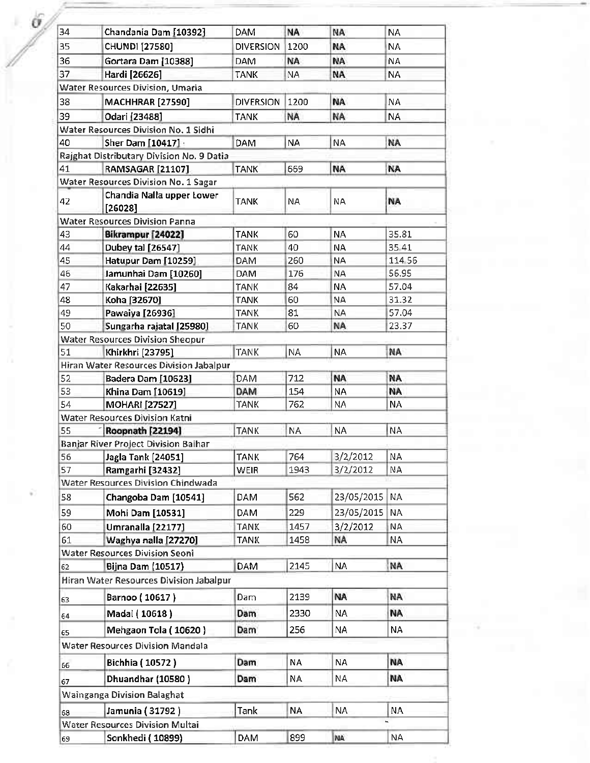| | | | | | |
|---|---|---|---|---|---|
| 34 | Chandania Dam [10392] | DAM | NA | NA | NA |
| 35 | CHUNDI [27580] | DIVERSION | 1200 | NA | NA |
| 36 | Gortara Dam [10388] | DAM | NA | NA | NA |
| 37 | Hardi [26626] | TANK | NA | NA | NA |
| Water Resources Division, Umaria | | | | | |
| 38 | MACHHRAR [27590] | DIVERSION | 1200 | NA | NA |
| 39 | Odari [23488] | TANK | NA | NA | NA |
| Water Resources Division No. 1 Sidhi | | | | | |
| 40 | Sher Dam [10417] | DAM | NA | NA | NA |
| Rajghat Distributary Division No. 9 Datia | | | | | |
| 41 | RAMSAGAR [21107] | TANK | 669 | NA | NA |
| Water Resources Division No. 1 Sagar | | | | | |
| 42 | Chandia Nalla upper Lower [26028] | TANK | NA | NA | NA |
| Water Resources Division Panna | | | | | |
| 43 | **Bikrampur [24022]** | TANK | 60 | NA | 35.81 |
| 44 | Dubey tal [26547] | TANK | 40 | NA | 35.41 |
| 45 | Hatupur Dam [10259] | DAM | 260 | NA | 114.56 |
| 46 | Jamunhai Dam [10260] | DAM | 176 | NA | 56.95 |
| 47 | Kakarhai [22635] | TANK | 84 | NA | 57.04 |
| 48 | Koha [32670] | TANK | 60 | NA | 31.32 |
| 49 | Pawaiya [26936] | TANK | 81 | NA | 57.04 |
| 50 | Sungarha rajatal [25980] | TANK | 60 | NA | 23.37 |
| Water Resources Division Sheopur | | | | | |
| 51 | Khirkhri [23795] | TANK | NA | NA | NA |
| Hiran Water Resources Division Jabalpur | | | | | |
| 52 | Badera Dam [10623] | DAM | 712 | NA | NA |
| 53 | Khina Dam [10619] | DAM | 154 | NA | NA |
| 54 | MOHARI [27527] | TANK | 762 | NA | NA |
| Water Resources Division Katni | | | | | |
| 55 | **Roopnath [22194]** | TANK | NA | NA | NA |
| Banjar River Project Division Baihar | | | | | |
| 56 | Jagla Tank [24051] | TANK | 764 | 3/2/2012 | NA |
| 57 | Ramgarhi [32432] | WEIR | 1943 | 3/2/2012 | NA |
| Water Resources Division Chindwada | | | | | |
| 58 | Changoba Dam [10541] | DAM | 562 | 23/05/2015 | NA |
| 59 | Mohi Dam [10531] | DAM | 229 | 23/05/2015 | NA |
| 60 | Umranalla [22177] | TANK | 1457 | 3/2/2012 | NA |
| 61 | Waghya nalla [27270] | TANK | 1458 | NA | NA |
| Water Resources Division Seoni | | | | | |
| 62 | Bijna Dam (10517) | DAM | 2145 | NA | NA |
| Hiran Water Resources Division Jabalpur | | | | | |
| 63 | Barnoo ( 10617 ) | Dam | 2139 | NA | NA |
| 64 | Madai ( 10618 ) | Dam | 2330 | NA | NA |
| 65 | Mehgaon Tola ( 10620 ) | Dam | 256 | NA | NA |
| Water Resources Division Mandala | | | | | |
| 66 | Bichhia ( 10572 ) | Dam | NA | NA | NA |
| 67 | Dhuandhar (10580 ) | Dam | NA | NA | NA |
| Wainganga Division Balaghat | | | | | |
| 68 | Jamunia ( 31792 ) | Tank | NA | NA | NA |
| Water Resources Division Multai | | | | | |
| 69 | Sonkhedi ( 10899) | DAM | 899 | NA | NA |